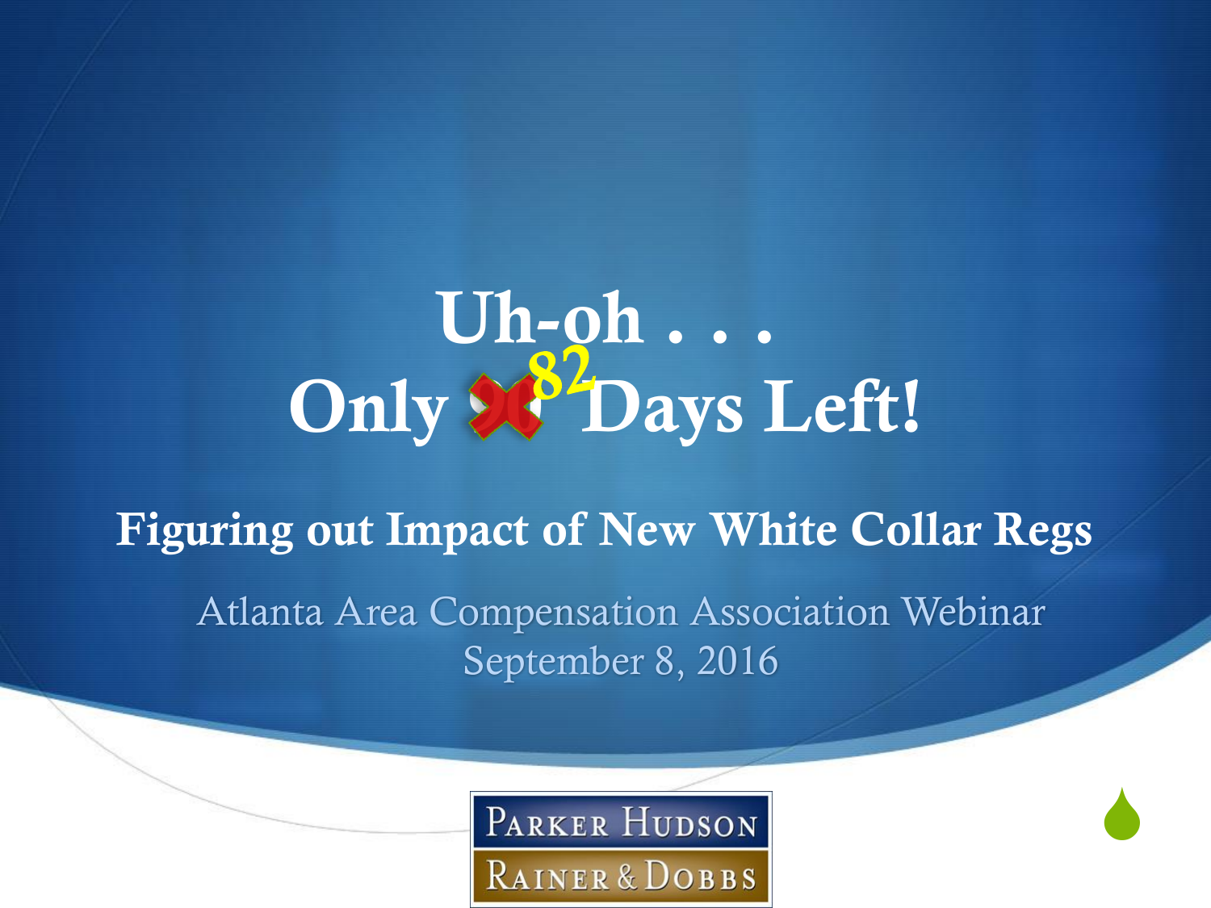# Uh-oh . . .
# Only ~~90~~ 82 Days Left!

## Figuring out Impact of New White Collar Regs

Atlanta Area Compensation Association Webinar
September 8, 2016

PARKER HUDSON RAINER & DOBBS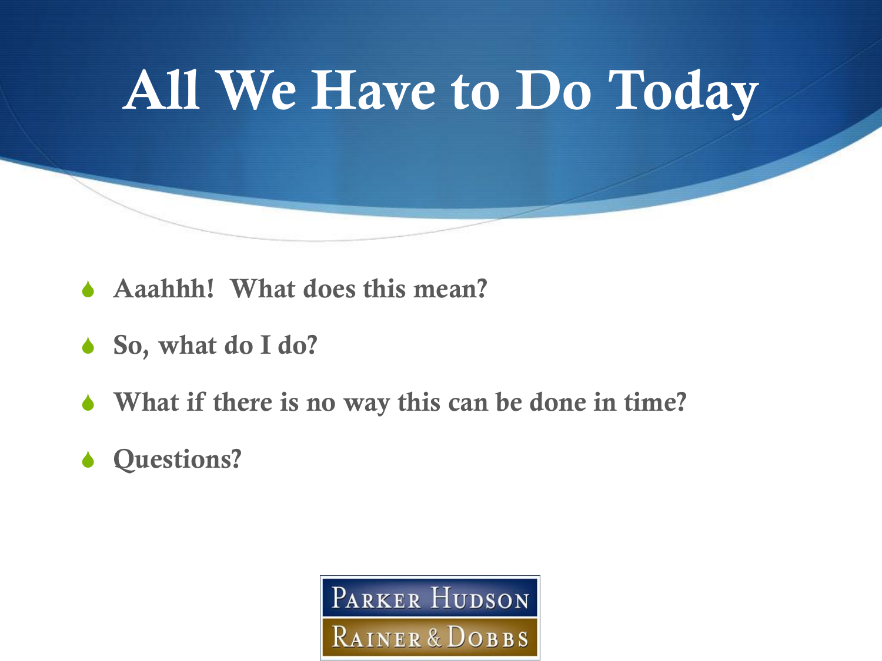# All We Have to Do Today

- **Aaahhh!  What does this mean?**
- **So, what do I do?**
- **What if there is no way this can be done in time?**
- **Questions?**

Parker Hudson Rainer & Dobbs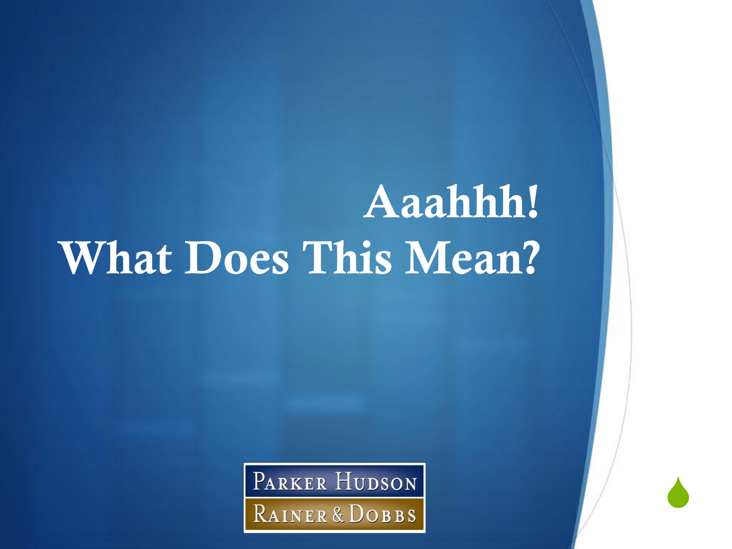# Aaahhh!
# What Does This Mean?

PARKER HUDSON
RAINER & DOBBS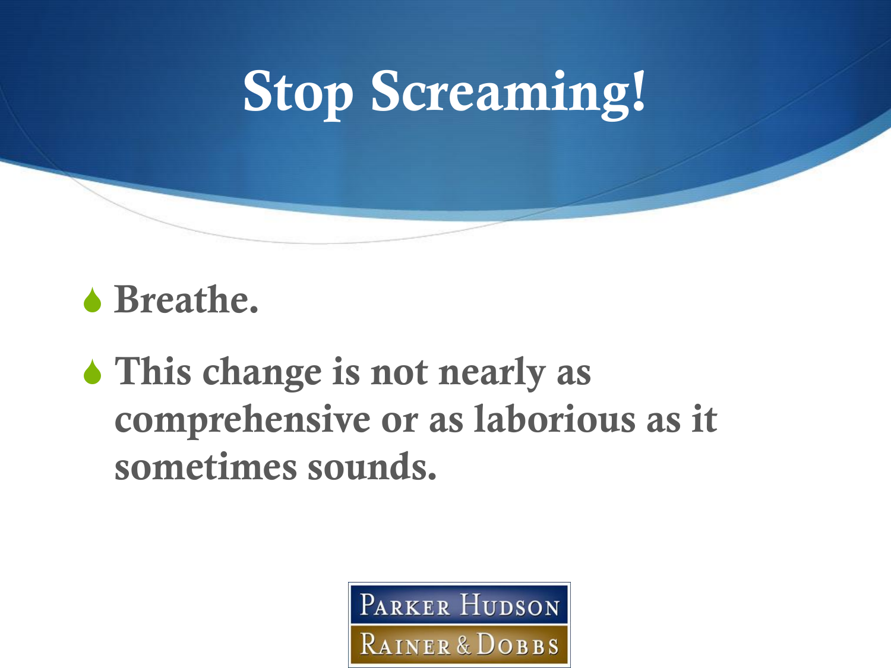# Stop Screaming!

- Breathe.
- This change is not nearly as comprehensive or as laborious as it sometimes sounds.

Parker Hudson Rainer & Dobbs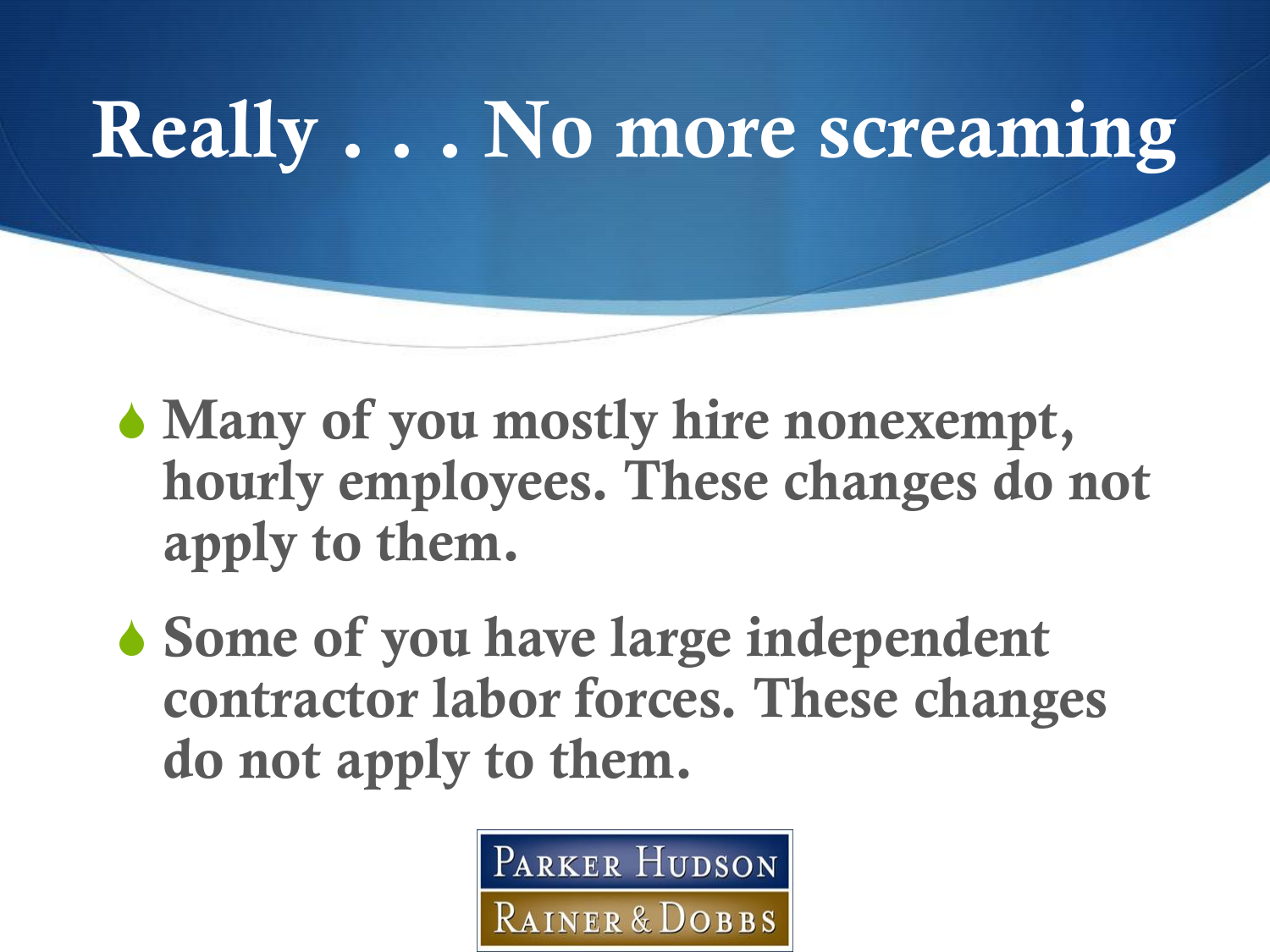# Really . . . No more screaming

- Many of you mostly hire nonexempt, hourly employees. These changes do not apply to them.
- Some of you have large independent contractor labor forces. These changes do not apply to them.

Parker Hudson Rainer & Dobbs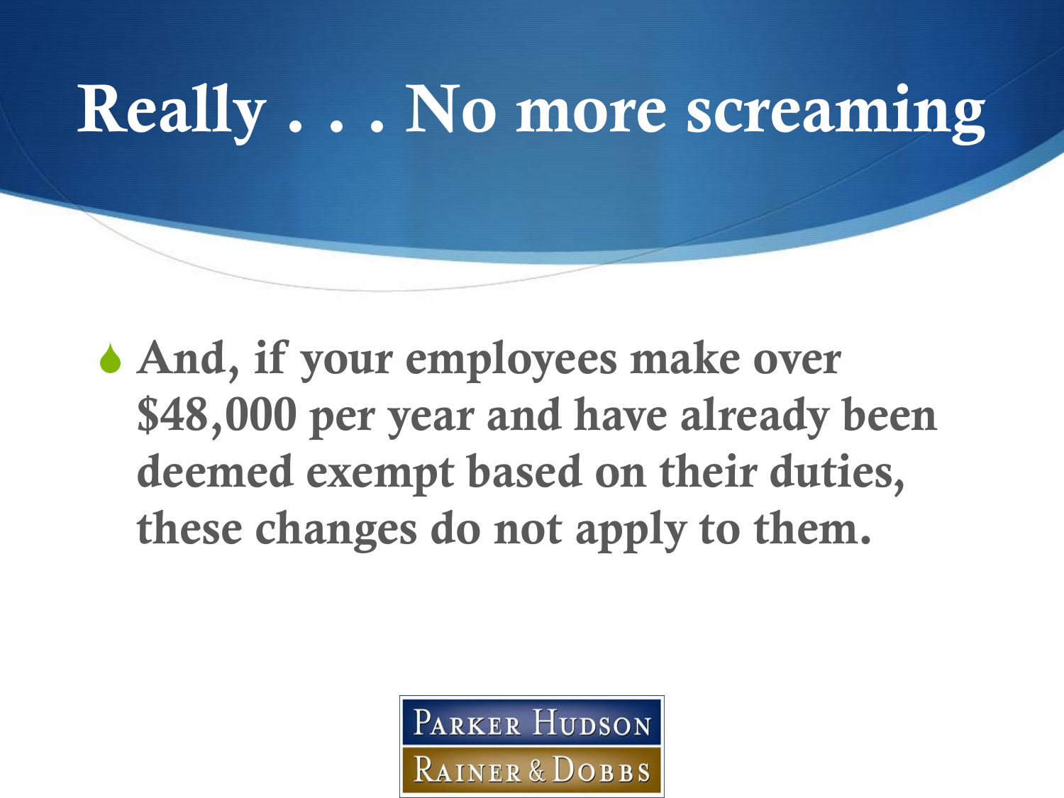# Really . . . No more screaming

- And, if your employees make over $48,000 per year and have already been deemed exempt based on their duties, these changes do not apply to them.

PARKER HUDSON RAINER & DOBBS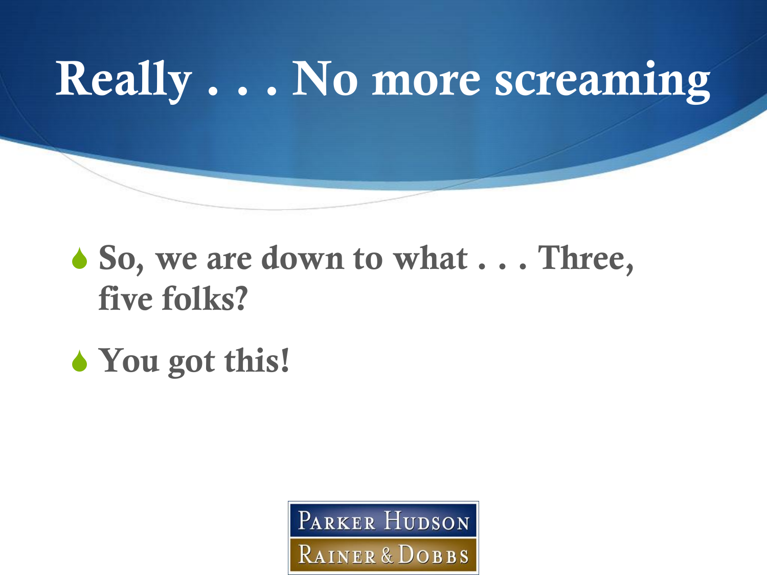# Really . . . No more screaming

- So, we are down to what . . . Three, five folks?
- You got this!

Parker Hudson Rainer & Dobbs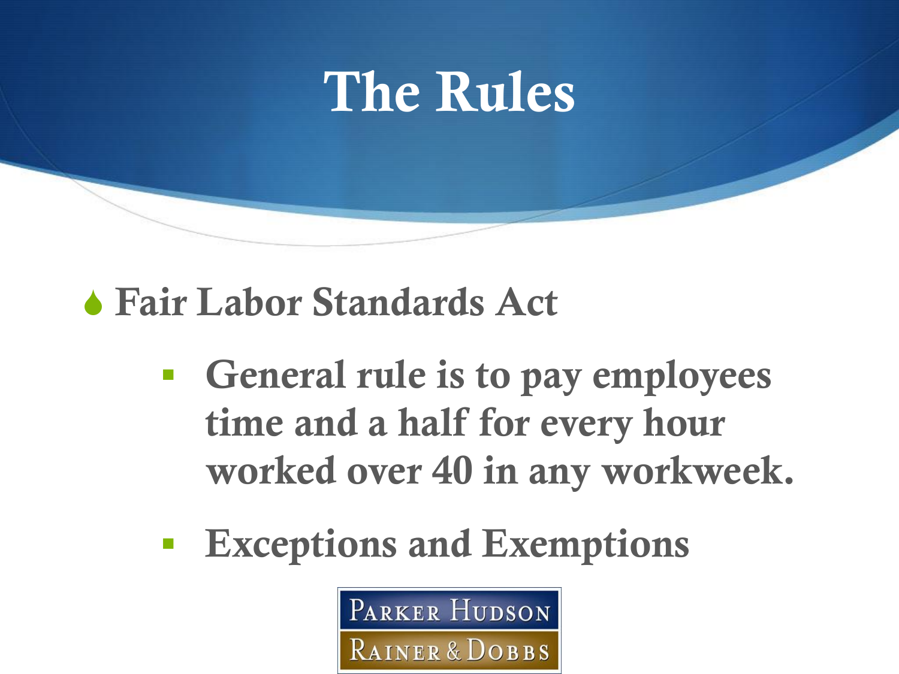# The Rules

- **Fair Labor Standards Act**
  - **General rule is to pay employees time and a half for every hour worked over 40 in any workweek.**
  - **Exceptions and Exemptions**

PARKER HUDSON RAINER & DOBBS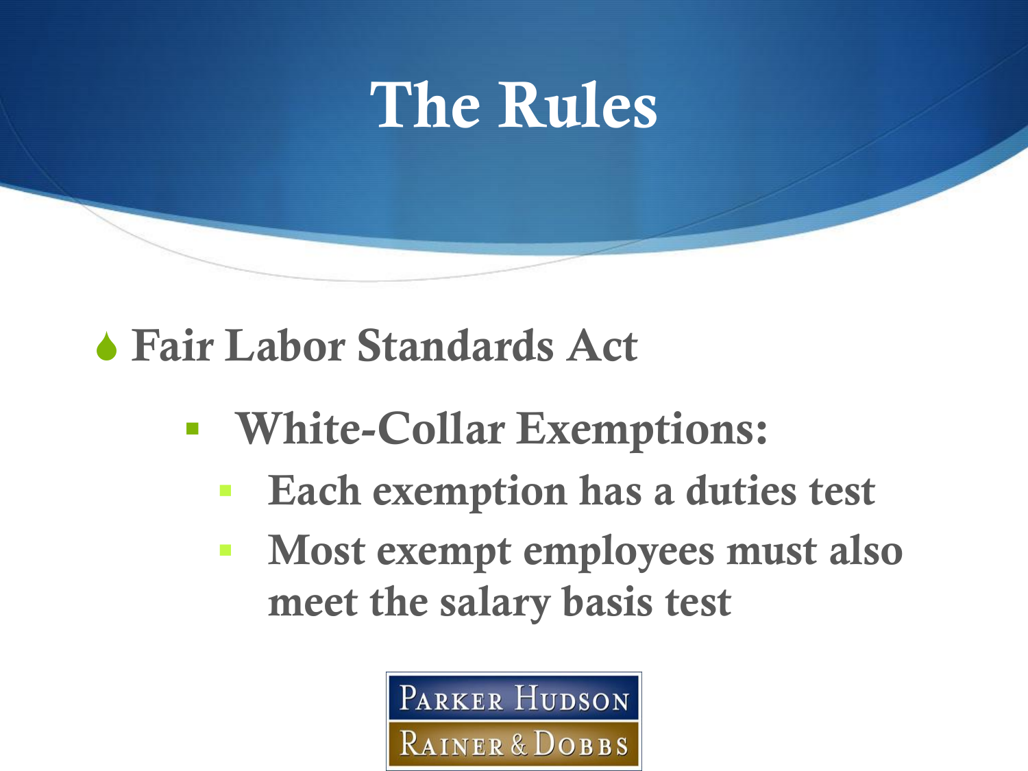# The Rules

- Fair Labor Standards Act
  - White-Collar Exemptions:
    - Each exemption has a duties test
    - Most exempt employees must also meet the salary basis test

PARKER HUDSON RAINER & DOBBS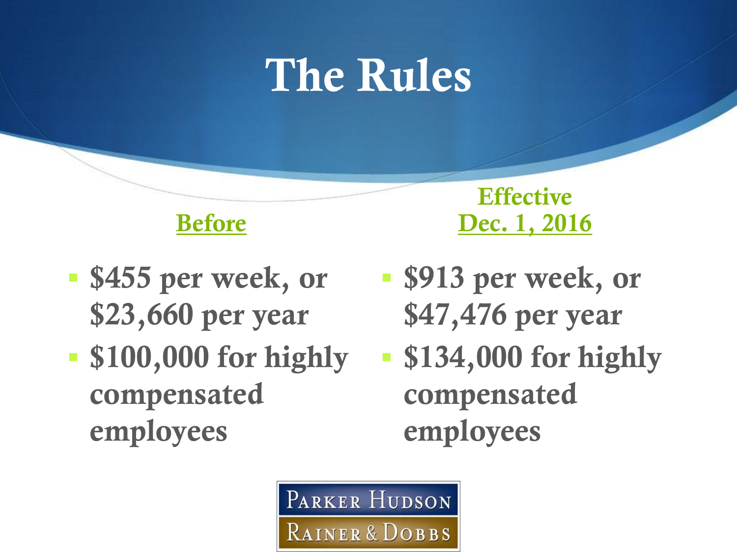# The Rules

## Before

- $455 per week, or $23,660 per year
- $100,000 for highly compensated employees

## Effective Dec. 1, 2016

- $913 per week, or $47,476 per year
- $134,000 for highly compensated employees

PARKER HUDSON RAINER & DOBBS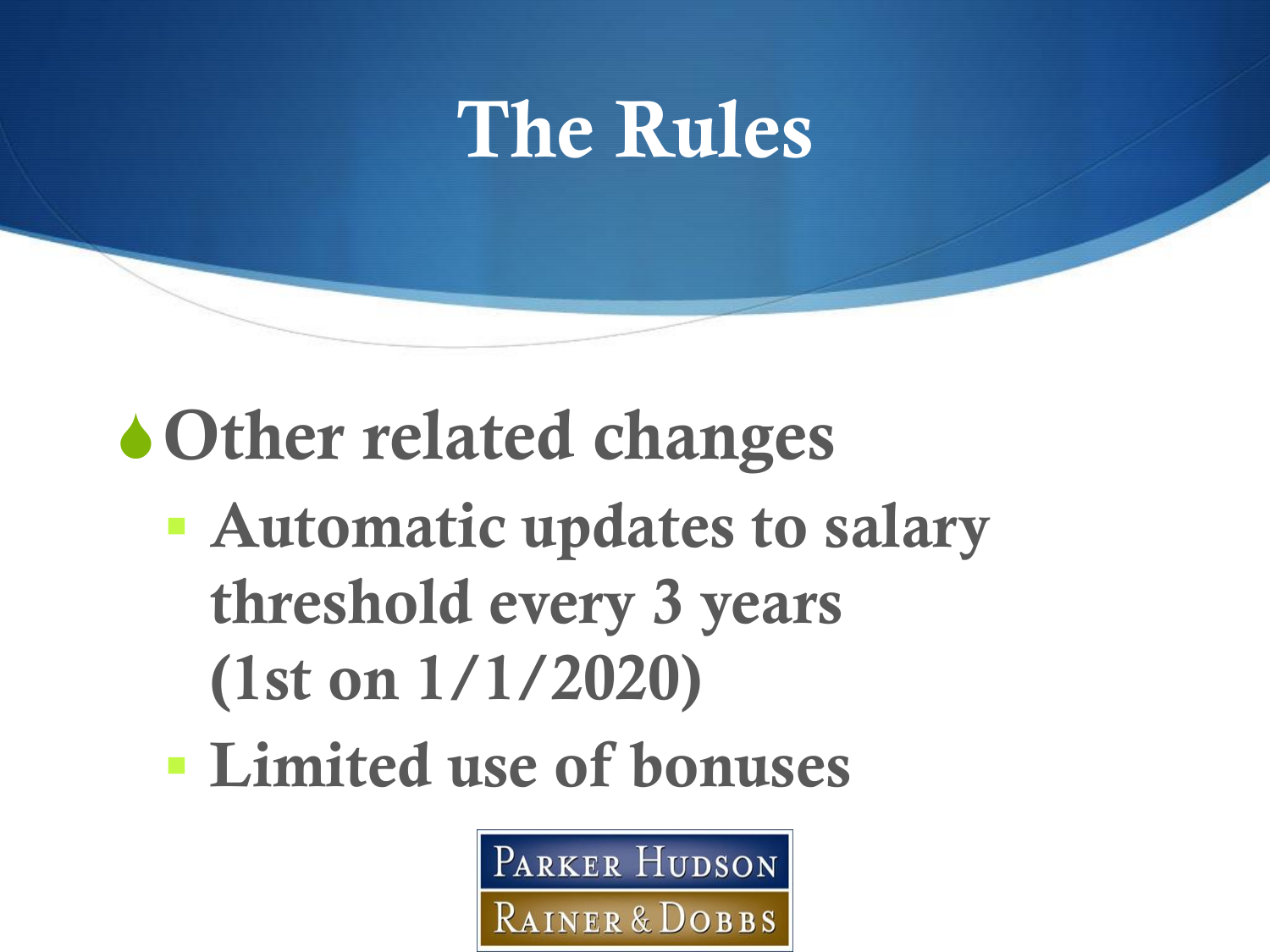# The Rules

- Other related changes
  - Automatic updates to salary threshold every 3 years (1st on 1/1/2020)
  - Limited use of bonuses

PARKER HUDSON RAINER & DOBBS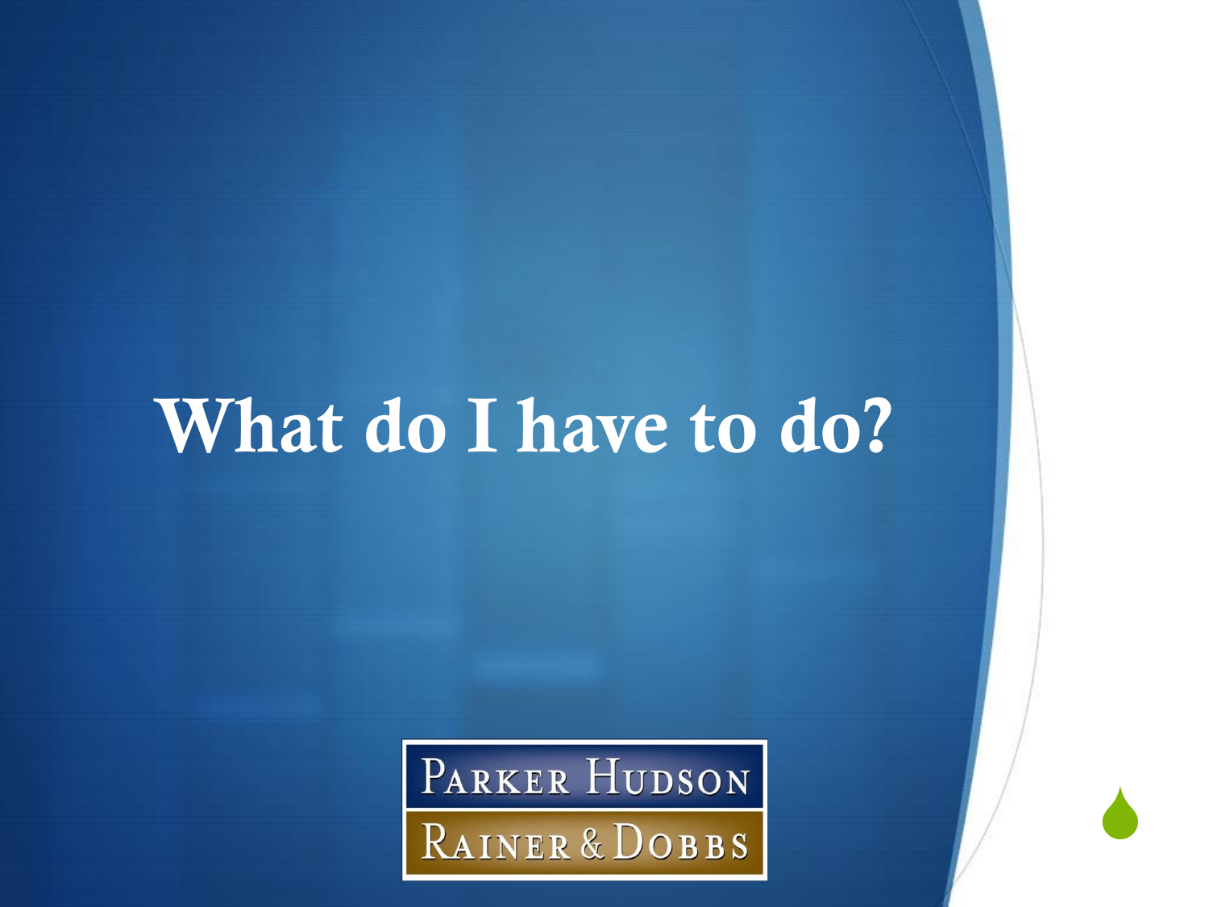# What do I have to do?

PARKER HUDSON
RAINER & DOBBS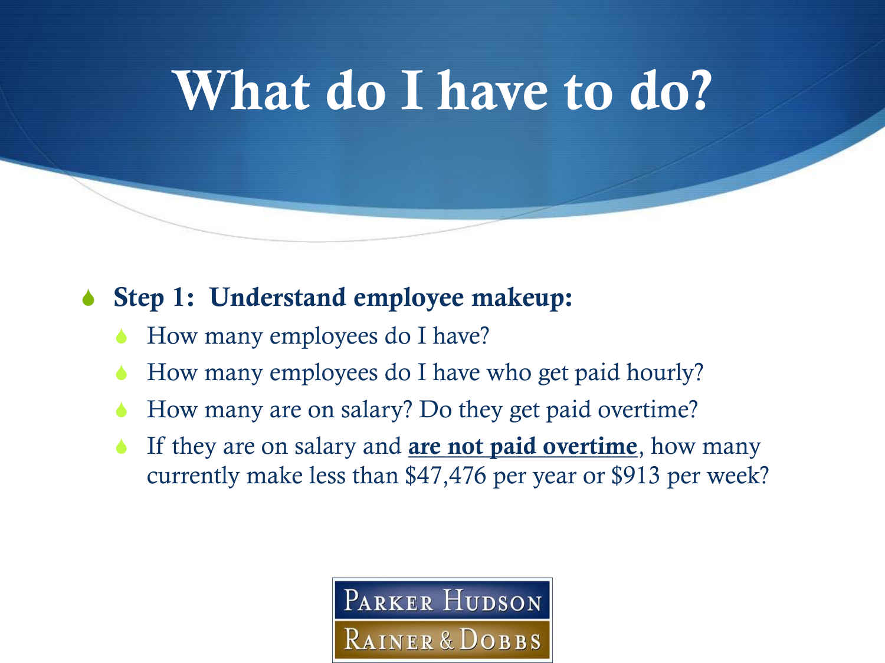# What do I have to do?

- **Step 1: Understand employee makeup:**
  - How many employees do I have?
  - How many employees do I have who get paid hourly?
  - How many are on salary? Do they get paid overtime?
  - If they are on salary and <u>**are not paid overtime**</u>, how many currently make less than $47,476 per year or $913 per week?

PARKER HUDSON RAINER & DOBBS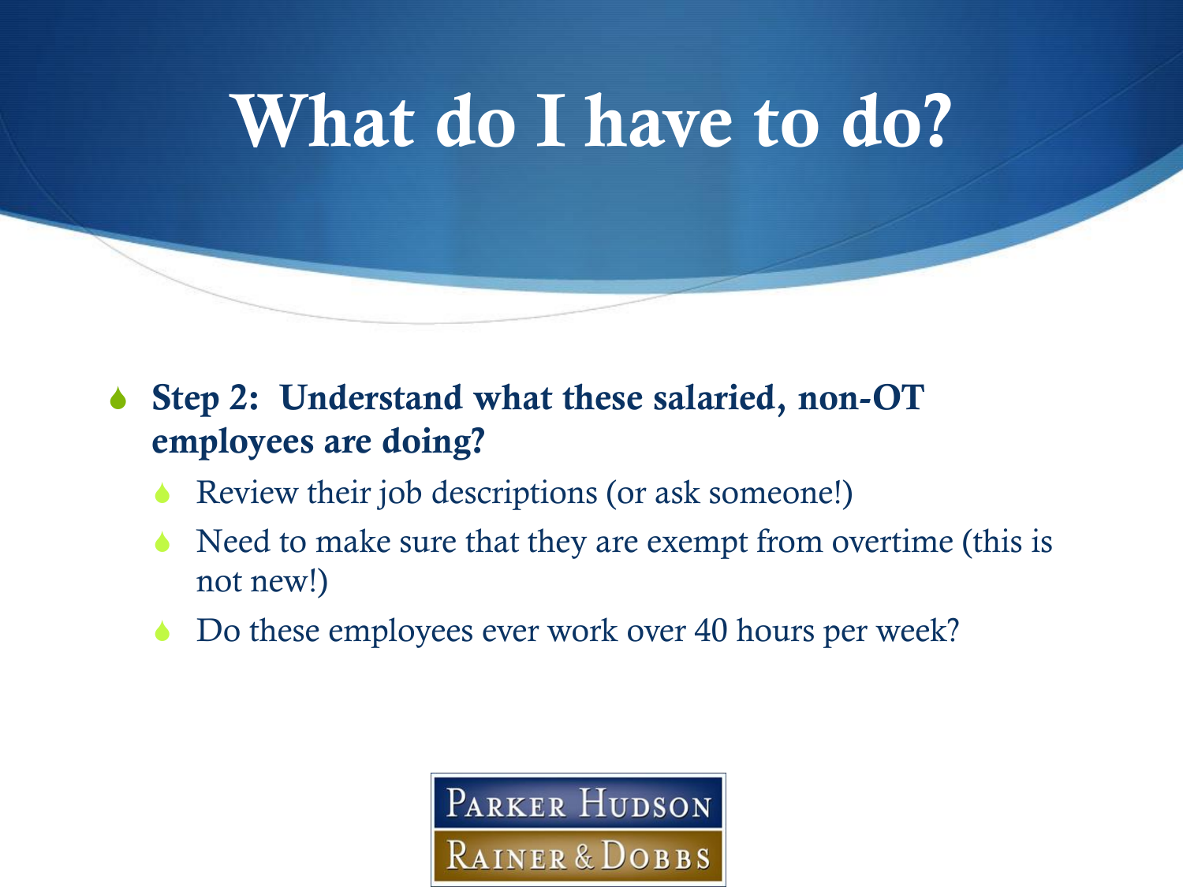# What do I have to do?

- **Step 2: Understand what these salaried, non-OT employees are doing?**
  - Review their job descriptions (or ask someone!)
  - Need to make sure that they are exempt from overtime (this is not new!)
  - Do these employees ever work over 40 hours per week?

PARKER HUDSON RAINER & DOBBS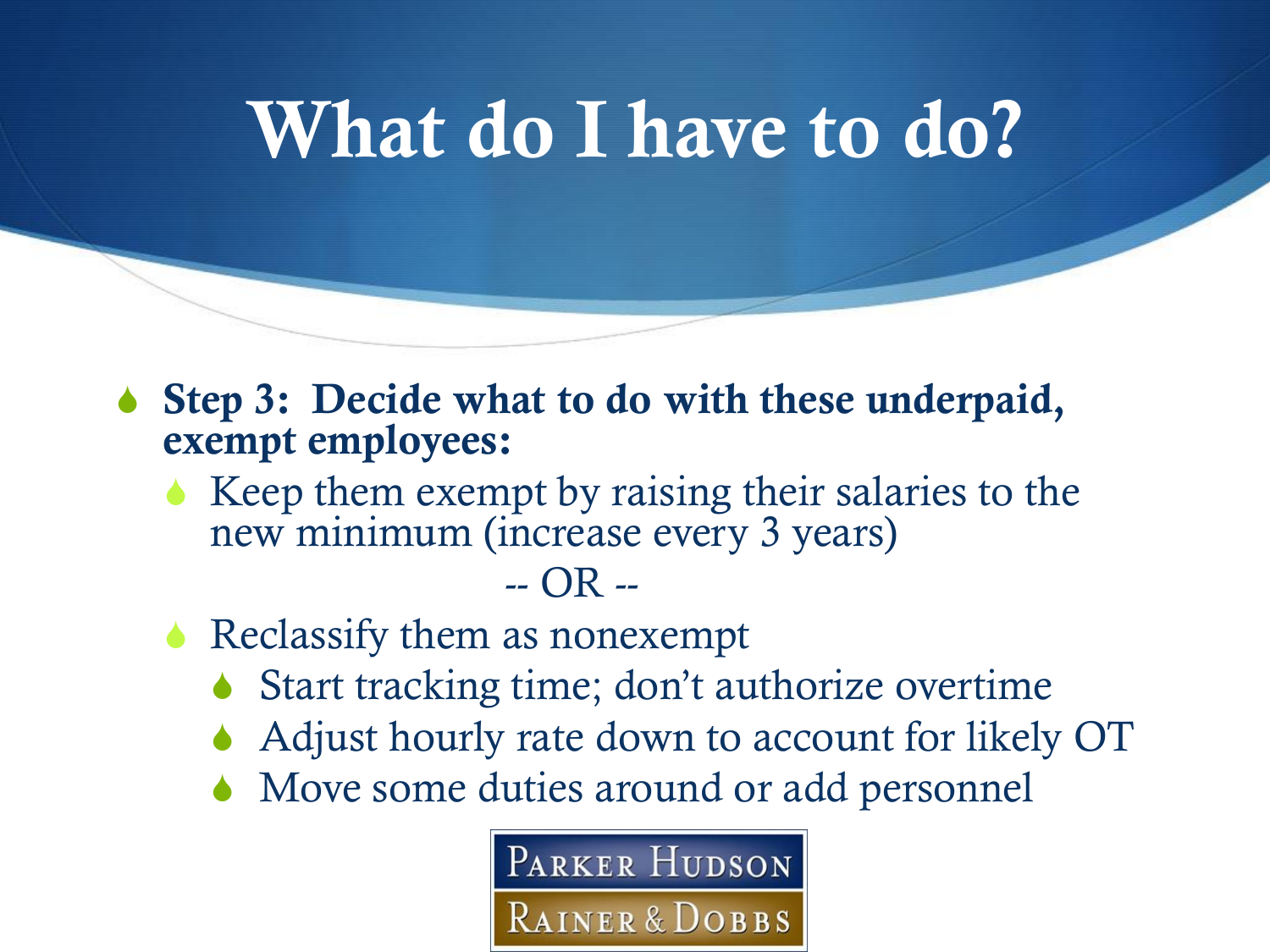# What do I have to do?

- **Step 3: Decide what to do with these underpaid, exempt employees:**
  - Keep them exempt by raising their salaries to the new minimum (increase every 3 years)

    -- OR --

  - Reclassify them as nonexempt
    - Start tracking time; don't authorize overtime
    - Adjust hourly rate down to account for likely OT
    - Move some duties around or add personnel

PARKER HUDSON RAINER & DOBBS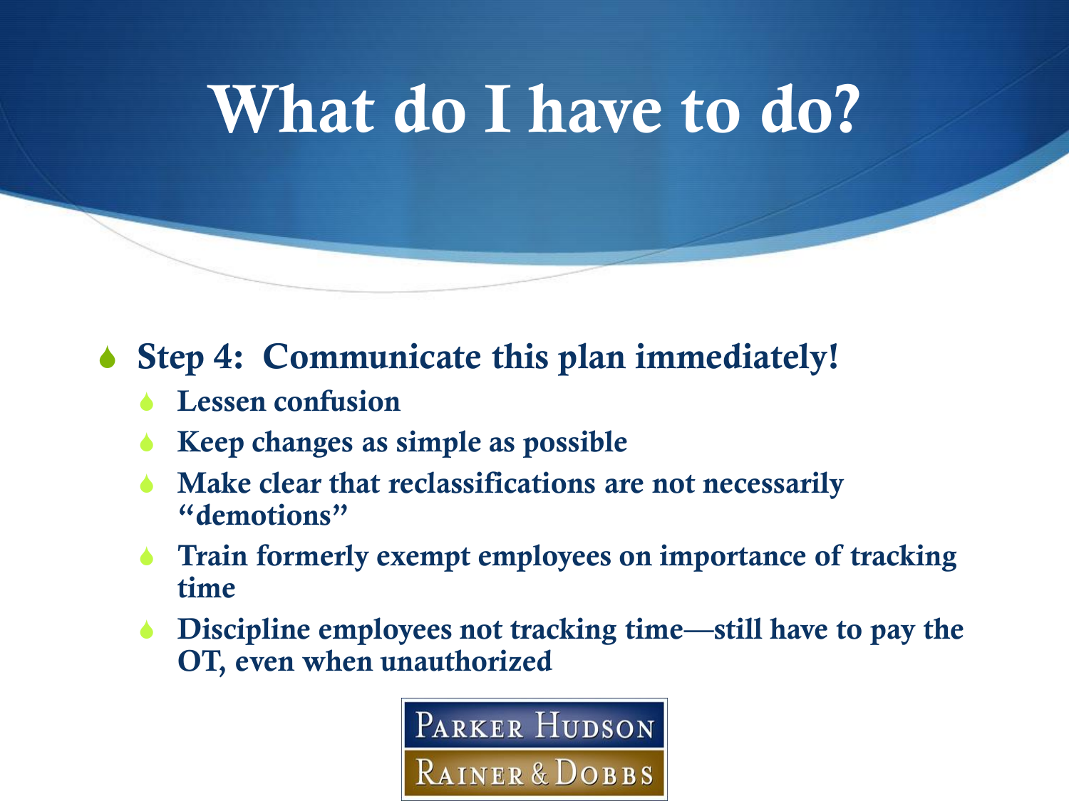# What do I have to do?

- **Step 4: Communicate this plan immediately!**
  - **Lessen confusion**
  - **Keep changes as simple as possible**
  - **Make clear that reclassifications are not necessarily "demotions"**
  - **Train formerly exempt employees on importance of tracking time**
  - **Discipline employees not tracking time—still have to pay the OT, even when unauthorized**

PARKER HUDSON
RAINER & DOBBS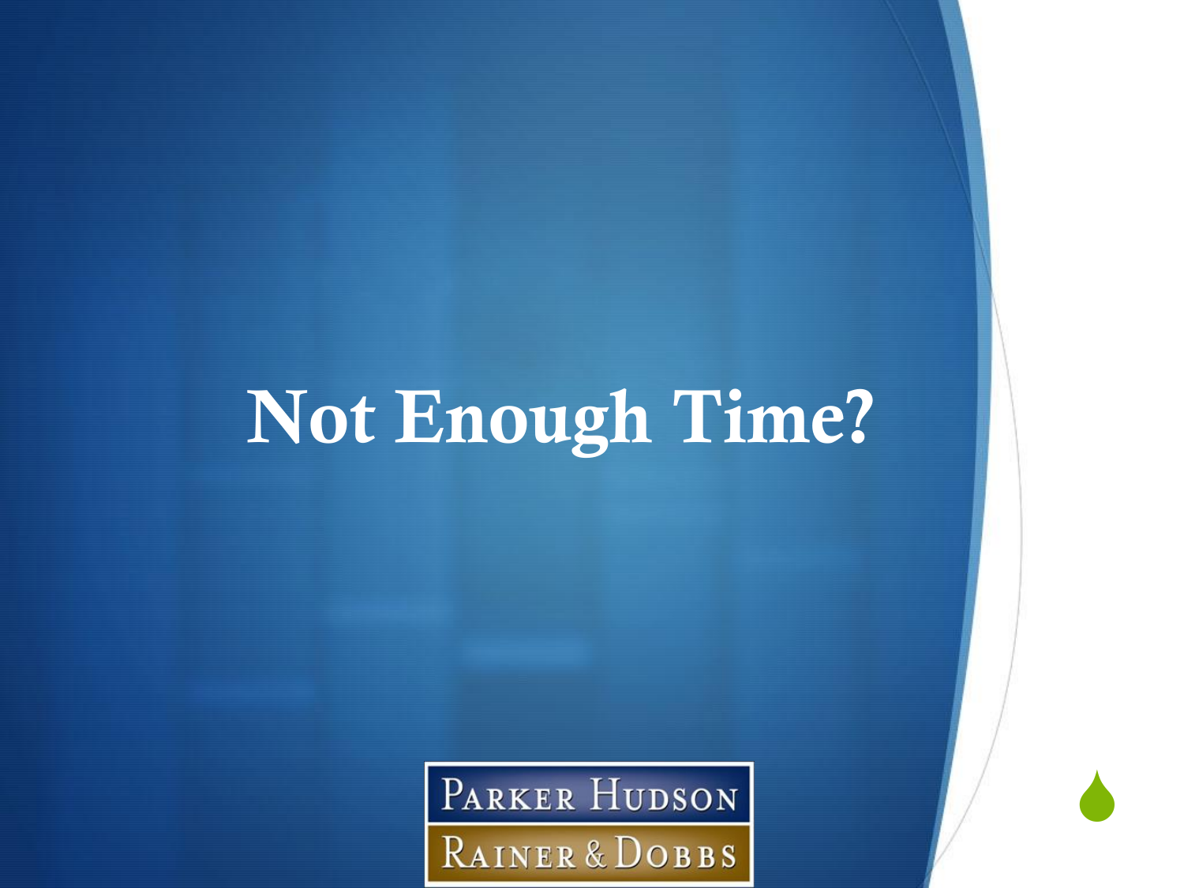# Not Enough Time?

PARKER HUDSON
RAINER & DOBBS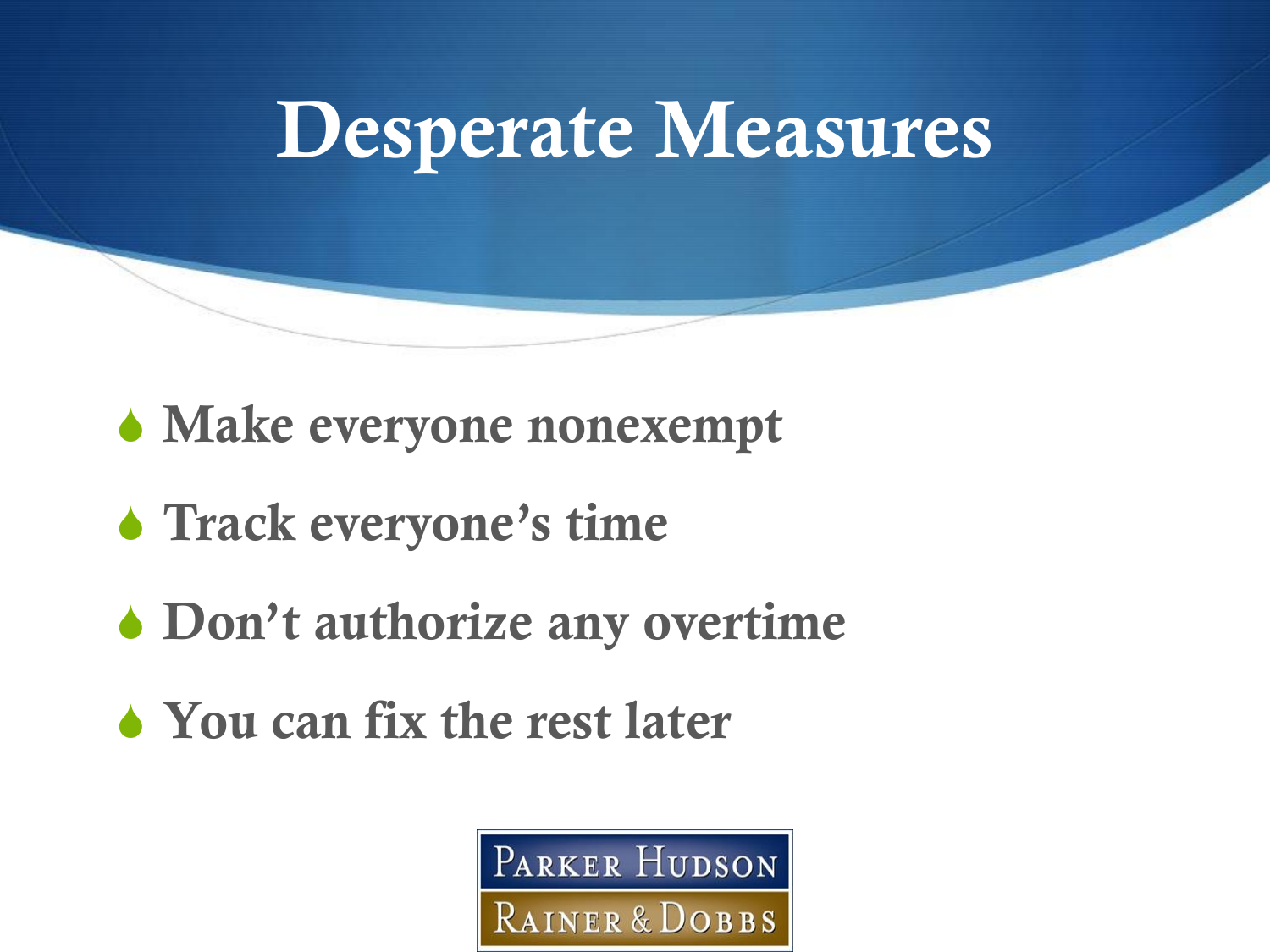# Desperate Measures

- Make everyone nonexempt
- Track everyone's time
- Don't authorize any overtime
- You can fix the rest later

PARKER HUDSON RAINER & DOBBS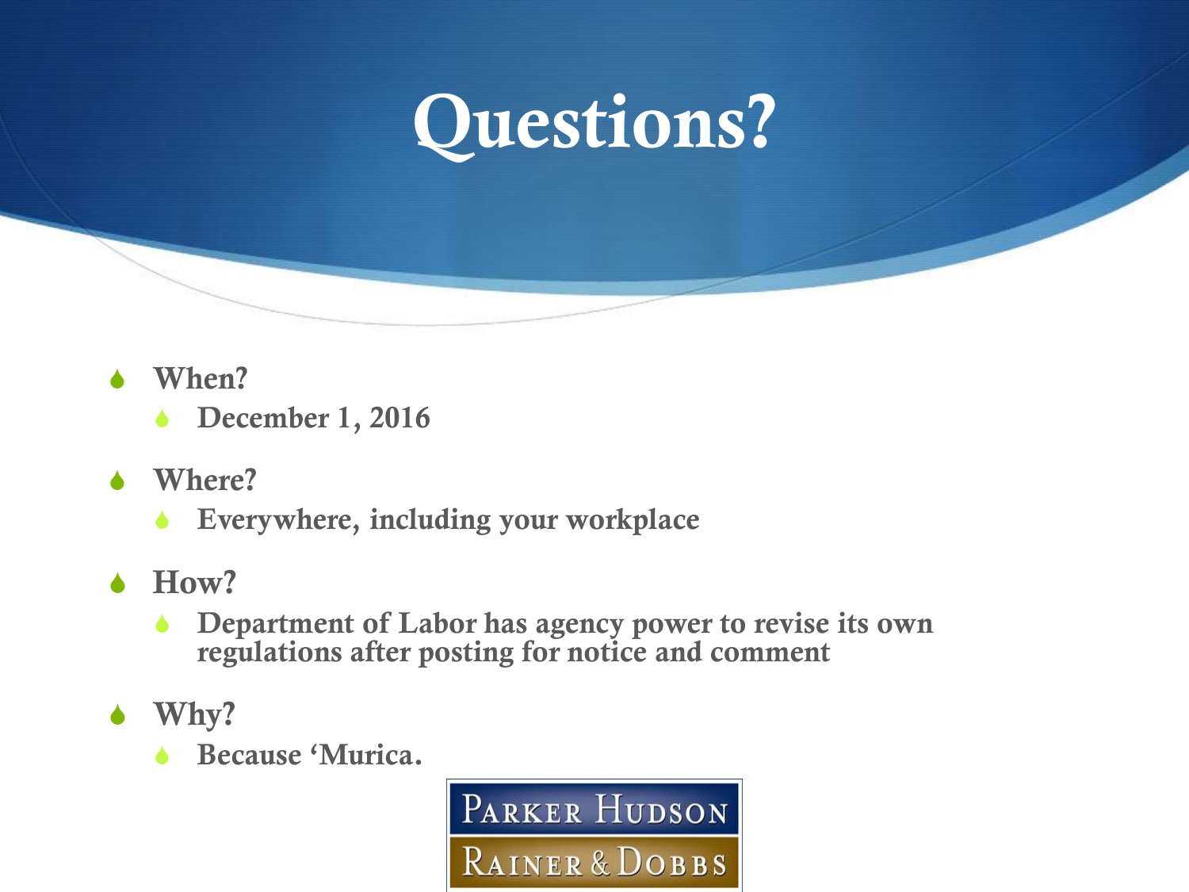# Questions?

- **When?**
  - **December 1, 2016**
- **Where?**
  - **Everywhere, including your workplace**
- **How?**
  - **Department of Labor has agency power to revise its own regulations after posting for notice and comment**
- **Why?**
  - **Because 'Murica.**

PARKER HUDSON
RAINER & DOBBS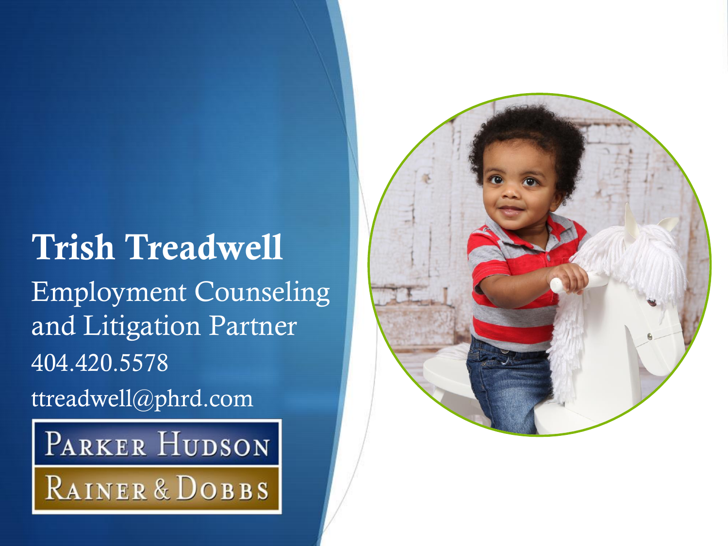# Trish Treadwell

Employment Counseling and Litigation Partner

404.420.5578

ttreadwell@phrd.com

PARKER HUDSON RAINER & DOBBS